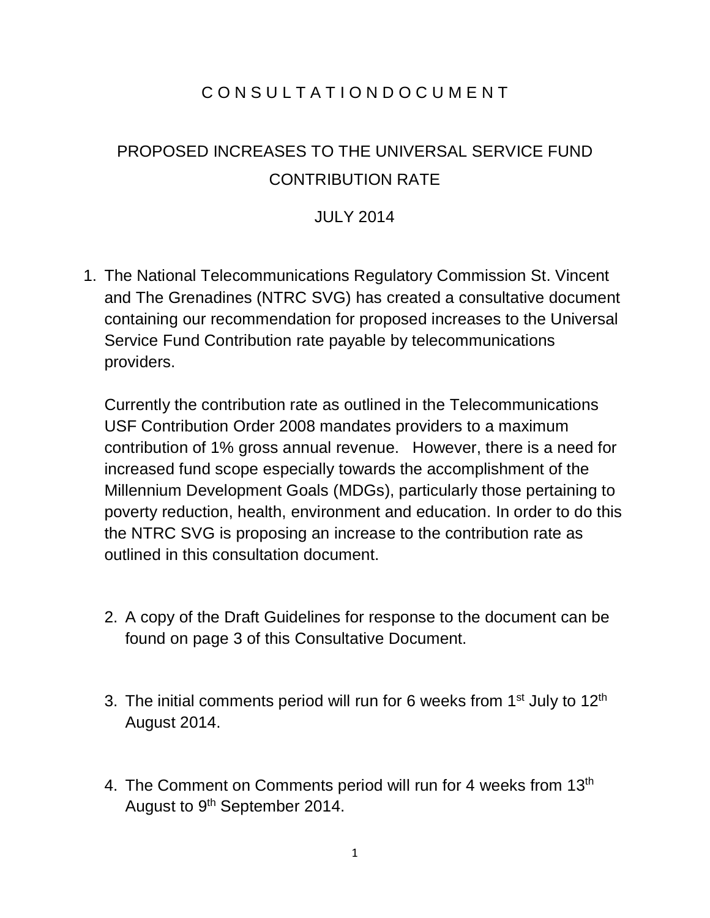# C O N S U L T A T I O N D O C U M E N T

## PROPOSED INCREASES TO THE UNIVERSAL SERVICE FUND CONTRIBUTION RATE

## JULY 2014

1. The National Telecommunications Regulatory Commission St. Vincent and The Grenadines (NTRC SVG) has created a consultative document containing our recommendation for proposed increases to the Universal Service Fund Contribution rate payable by telecommunications providers.

   Currently the contribution rate as outlined in the Telecommunications USF Contribution Order 2008 mandates providers to a maximum contribution of 1% gross annual revenue. However, there is a need for increased fund scope especially towards the accomplishment of the Millennium Development Goals (MDGs), particularly those pertaining to poverty reduction, health, environment and education. In order to do this the NTRC SVG is proposing an increase to the contribution rate as outlined in this consultation document.

2. A copy of the Draft Guidelines for response to the document can be found on page 3 of this Consultative Document.

3. The initial comments period will run for 6 weeks from 1st July to 12th August 2014.

4. The Comment on Comments period will run for 4 weeks from 13th August to 9th September 2014.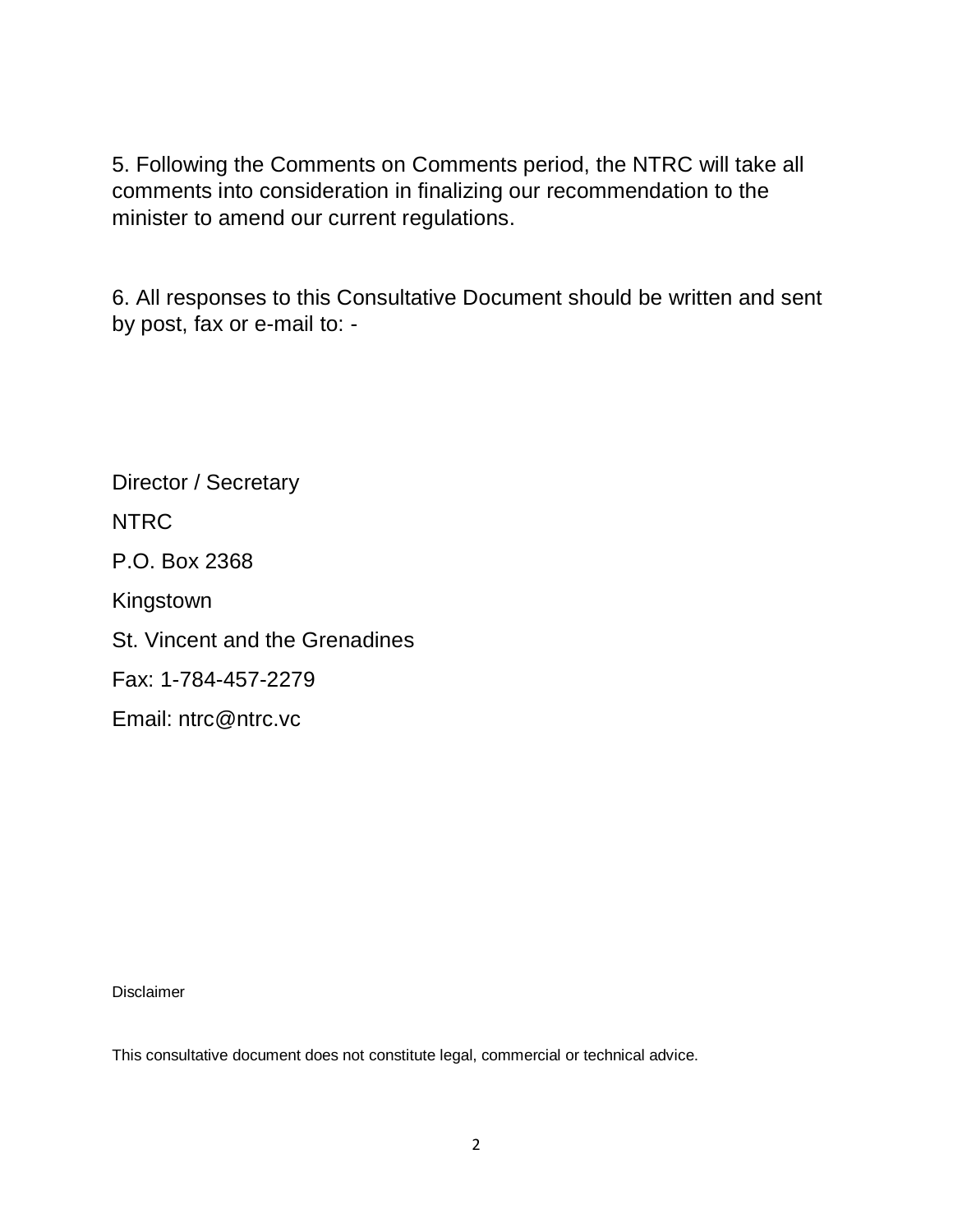5. Following the Comments on Comments period, the NTRC will take all comments into consideration in finalizing our recommendation to the minister to amend our current regulations.

6. All responses to this Consultative Document should be written and sent by post, fax or e-mail to: -

Director / Secretary

NTRC

P.O. Box 2368

Kingstown

St. Vincent and the Grenadines

Fax: 1-784-457-2279

Email: ntrc@ntrc.vc

Disclaimer

This consultative document does not constitute legal, commercial or technical advice.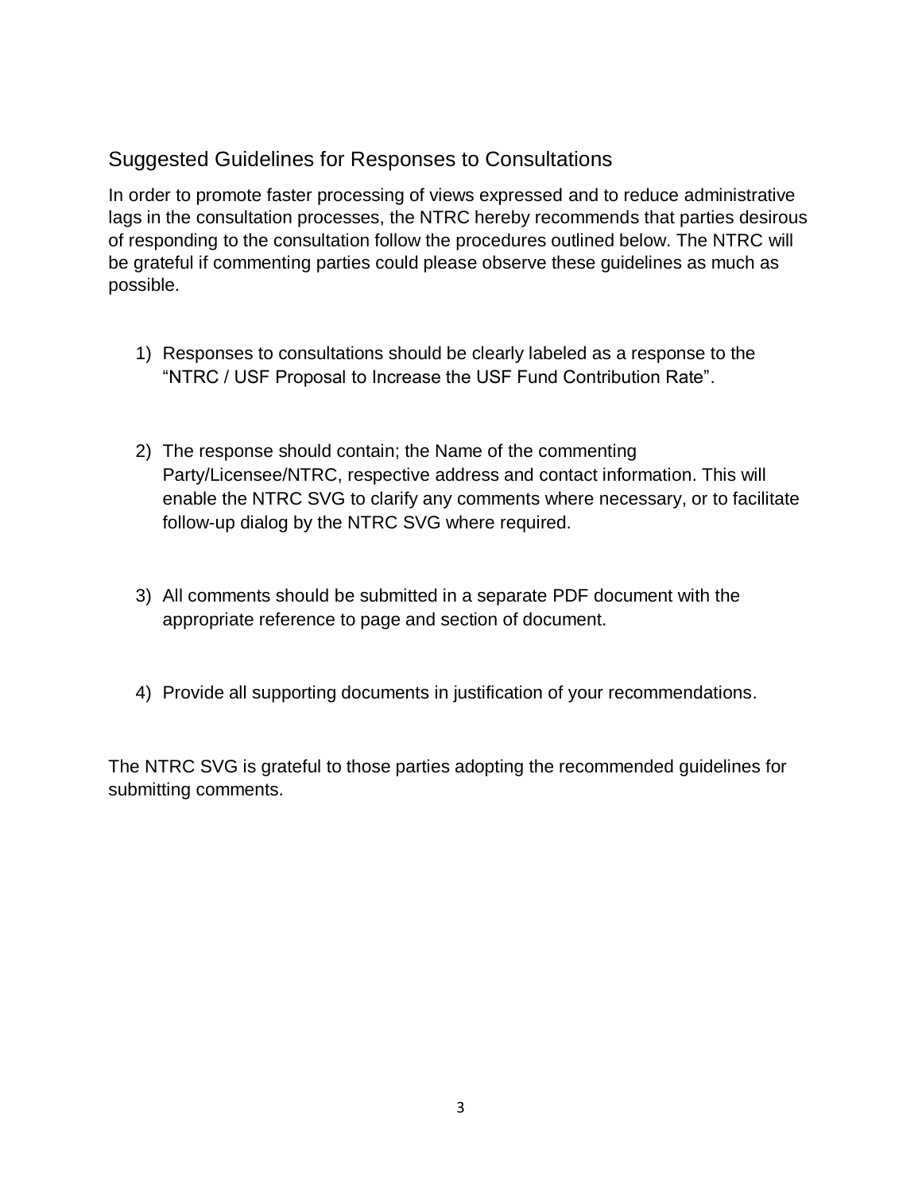## Suggested Guidelines for Responses to Consultations

In order to promote faster processing of views expressed and to reduce administrative lags in the consultation processes, the NTRC hereby recommends that parties desirous of responding to the consultation follow the procedures outlined below. The NTRC will be grateful if commenting parties could please observe these guidelines as much as possible.

1) Responses to consultations should be clearly labeled as a response to the "NTRC / USF Proposal to Increase the USF Fund Contribution Rate".

2) The response should contain; the Name of the commenting Party/Licensee/NTRC, respective address and contact information. This will enable the NTRC SVG to clarify any comments where necessary, or to facilitate follow-up dialog by the NTRC SVG where required.

3) All comments should be submitted in a separate PDF document with the appropriate reference to page and section of document.

4) Provide all supporting documents in justification of your recommendations.

The NTRC SVG is grateful to those parties adopting the recommended guidelines for submitting comments.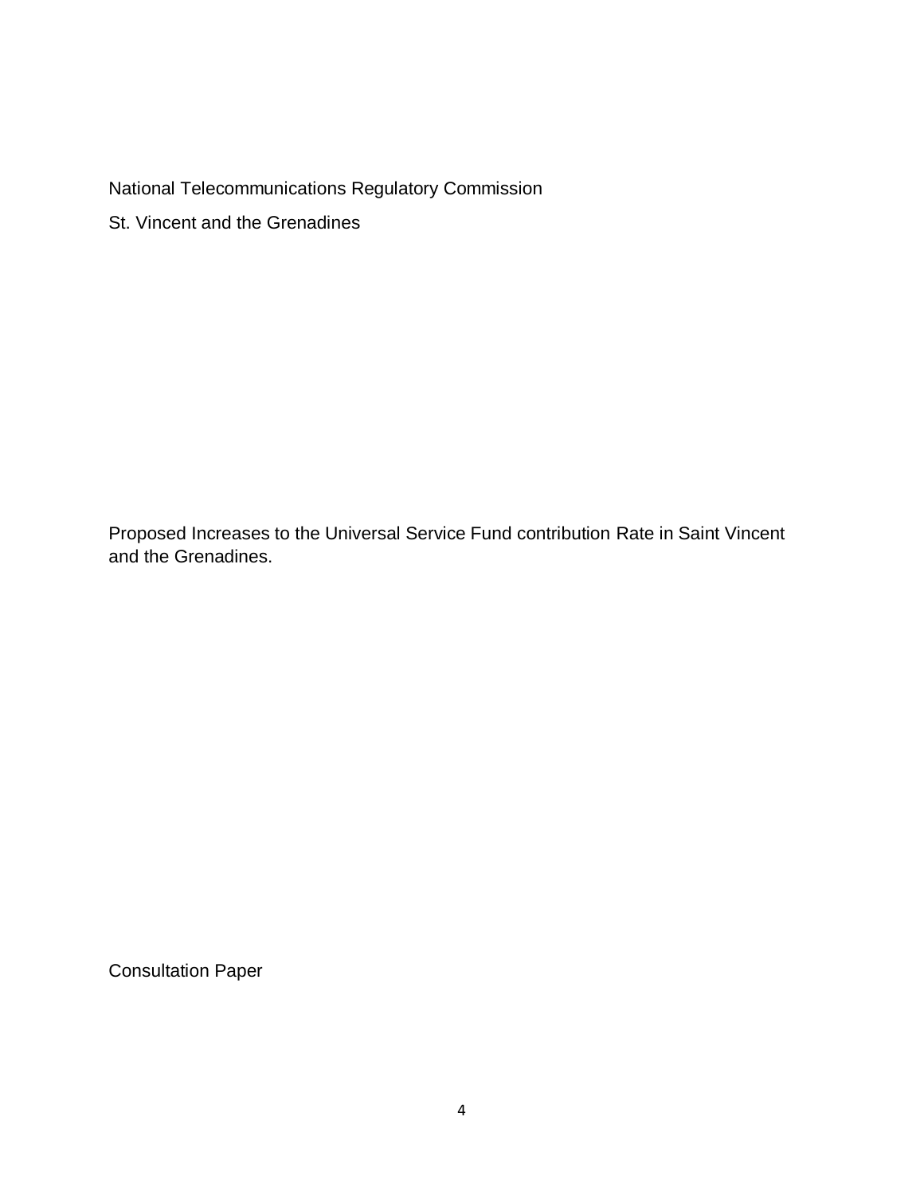National Telecommunications Regulatory Commission

St. Vincent and the Grenadines

Proposed Increases to the Universal Service Fund contribution Rate in Saint Vincent and the Grenadines.

Consultation Paper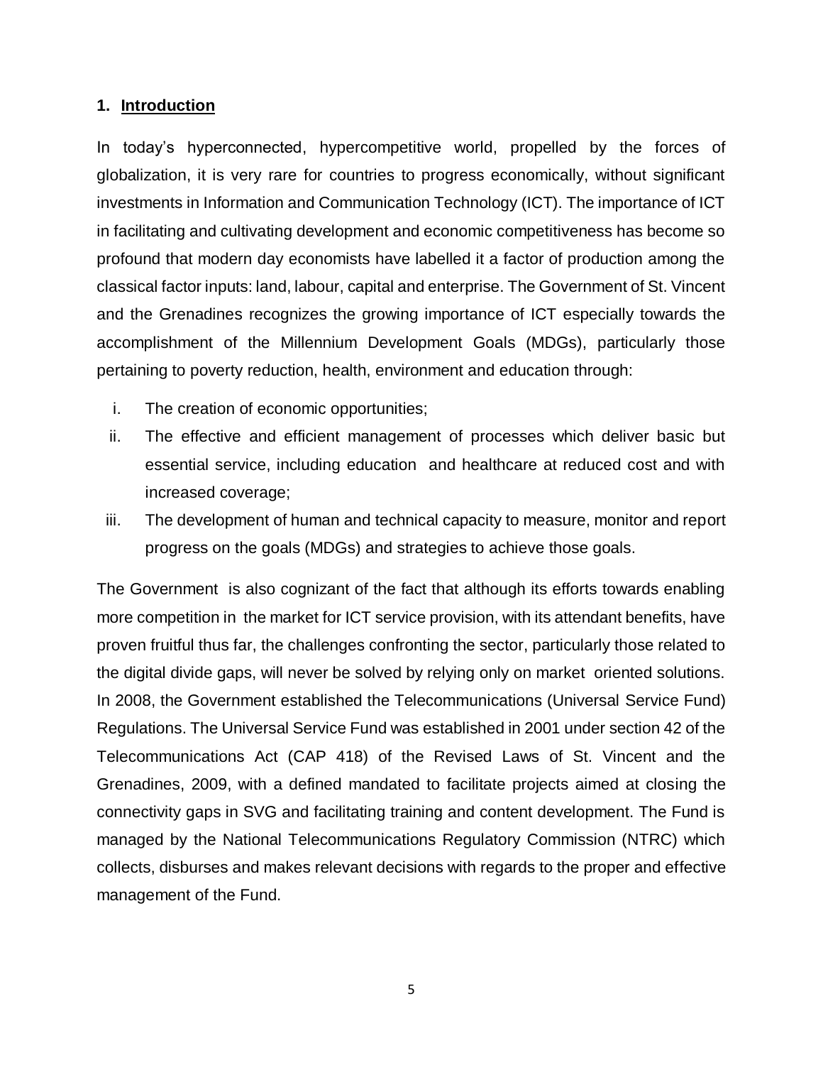## 1. Introduction

In today's hyperconnected, hypercompetitive world, propelled by the forces of globalization, it is very rare for countries to progress economically, without significant investments in Information and Communication Technology (ICT). The importance of ICT in facilitating and cultivating development and economic competitiveness has become so profound that modern day economists have labelled it a factor of production among the classical factor inputs: land, labour, capital and enterprise. The Government of St. Vincent and the Grenadines recognizes the growing importance of ICT especially towards the accomplishment of the Millennium Development Goals (MDGs), particularly those pertaining to poverty reduction, health, environment and education through:

i. The creation of economic opportunities;
ii. The effective and efficient management of processes which deliver basic but essential service, including education and healthcare at reduced cost and with increased coverage;
iii. The development of human and technical capacity to measure, monitor and report progress on the goals (MDGs) and strategies to achieve those goals.

The Government is also cognizant of the fact that although its efforts towards enabling more competition in the market for ICT service provision, with its attendant benefits, have proven fruitful thus far, the challenges confronting the sector, particularly those related to the digital divide gaps, will never be solved by relying only on market oriented solutions. In 2008, the Government established the Telecommunications (Universal Service Fund) Regulations. The Universal Service Fund was established in 2001 under section 42 of the Telecommunications Act (CAP 418) of the Revised Laws of St. Vincent and the Grenadines, 2009, with a defined mandated to facilitate projects aimed at closing the connectivity gaps in SVG and facilitating training and content development. The Fund is managed by the National Telecommunications Regulatory Commission (NTRC) which collects, disburses and makes relevant decisions with regards to the proper and effective management of the Fund.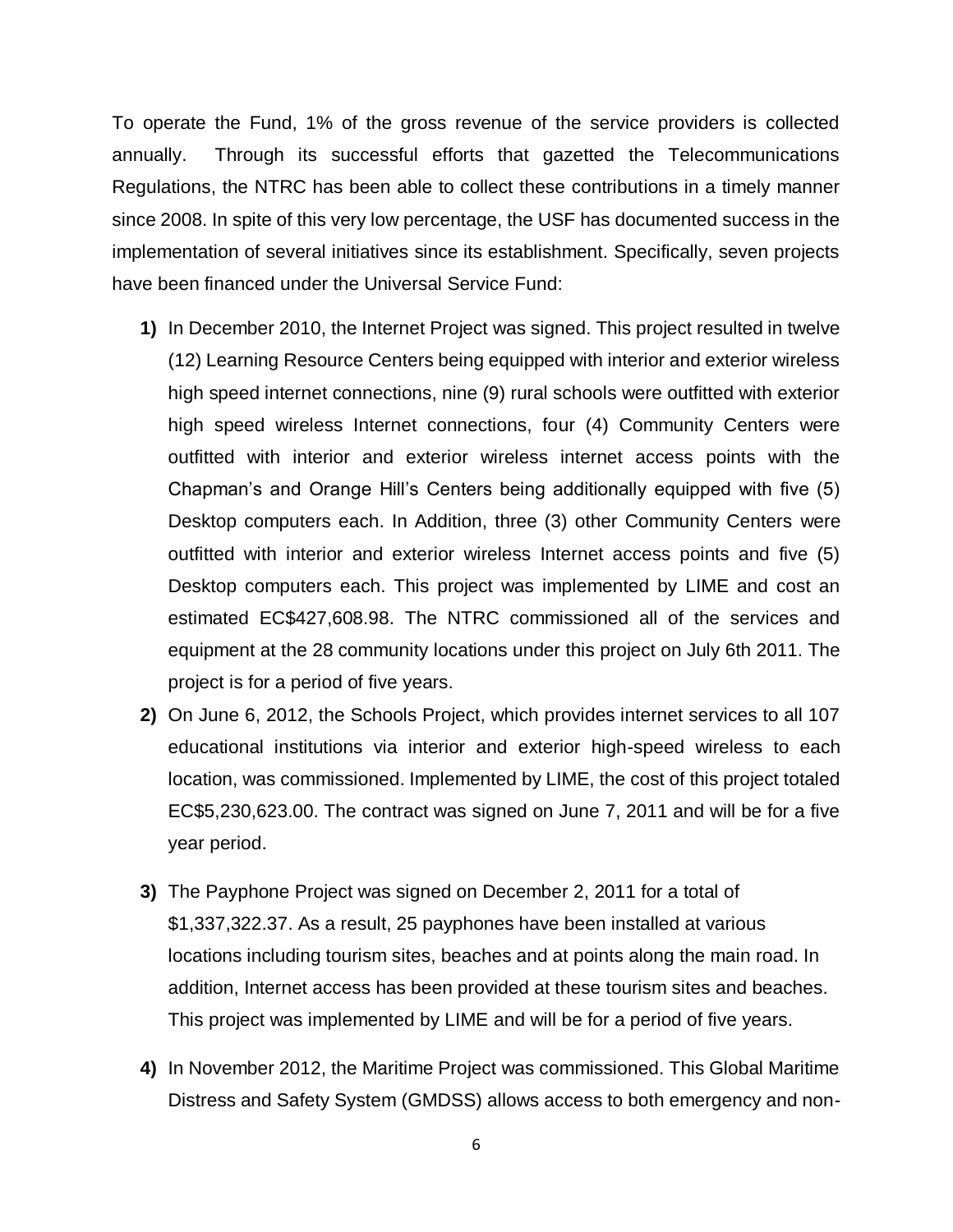To operate the Fund, 1% of the gross revenue of the service providers is collected annually. Through its successful efforts that gazetted the Telecommunications Regulations, the NTRC has been able to collect these contributions in a timely manner since 2008. In spite of this very low percentage, the USF has documented success in the implementation of several initiatives since its establishment. Specifically, seven projects have been financed under the Universal Service Fund:

**1)** In December 2010, the Internet Project was signed. This project resulted in twelve (12) Learning Resource Centers being equipped with interior and exterior wireless high speed internet connections, nine (9) rural schools were outfitted with exterior high speed wireless Internet connections, four (4) Community Centers were outfitted with interior and exterior wireless internet access points with the Chapman's and Orange Hill's Centers being additionally equipped with five (5) Desktop computers each. In Addition, three (3) other Community Centers were outfitted with interior and exterior wireless Internet access points and five (5) Desktop computers each. This project was implemented by LIME and cost an estimated EC$427,608.98. The NTRC commissioned all of the services and equipment at the 28 community locations under this project on July 6th 2011. The project is for a period of five years.

**2)** On June 6, 2012, the Schools Project, which provides internet services to all 107 educational institutions via interior and exterior high-speed wireless to each location, was commissioned. Implemented by LIME, the cost of this project totaled EC$5,230,623.00. The contract was signed on June 7, 2011 and will be for a five year period.

**3)** The Payphone Project was signed on December 2, 2011 for a total of $1,337,322.37. As a result, 25 payphones have been installed at various locations including tourism sites, beaches and at points along the main road. In addition, Internet access has been provided at these tourism sites and beaches. This project was implemented by LIME and will be for a period of five years.

**4)** In November 2012, the Maritime Project was commissioned. This Global Maritime Distress and Safety System (GMDSS) allows access to both emergency and non-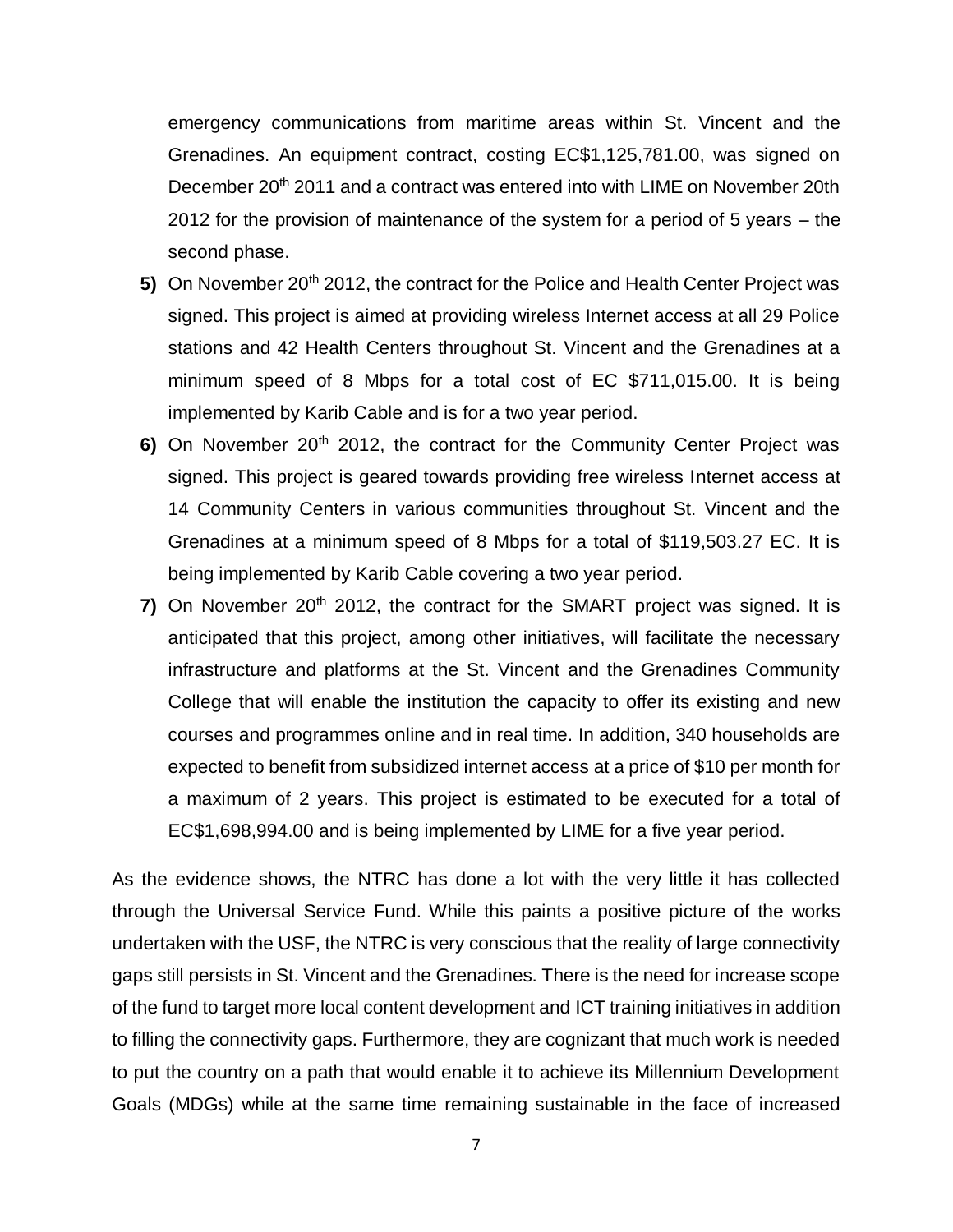emergency communications from maritime areas within St. Vincent and the Grenadines. An equipment contract, costing EC$1,125,781.00, was signed on December 20th 2011 and a contract was entered into with LIME on November 20th 2012 for the provision of maintenance of the system for a period of 5 years – the second phase.

5) On November 20th 2012, the contract for the Police and Health Center Project was signed. This project is aimed at providing wireless Internet access at all 29 Police stations and 42 Health Centers throughout St. Vincent and the Grenadines at a minimum speed of 8 Mbps for a total cost of EC $711,015.00. It is being implemented by Karib Cable and is for a two year period.

6) On November 20th 2012, the contract for the Community Center Project was signed. This project is geared towards providing free wireless Internet access at 14 Community Centers in various communities throughout St. Vincent and the Grenadines at a minimum speed of 8 Mbps for a total of $119,503.27 EC. It is being implemented by Karib Cable covering a two year period.

7) On November 20th 2012, the contract for the SMART project was signed. It is anticipated that this project, among other initiatives, will facilitate the necessary infrastructure and platforms at the St. Vincent and the Grenadines Community College that will enable the institution the capacity to offer its existing and new courses and programmes online and in real time. In addition, 340 households are expected to benefit from subsidized internet access at a price of $10 per month for a maximum of 2 years. This project is estimated to be executed for a total of EC$1,698,994.00 and is being implemented by LIME for a five year period.

As the evidence shows, the NTRC has done a lot with the very little it has collected through the Universal Service Fund. While this paints a positive picture of the works undertaken with the USF, the NTRC is very conscious that the reality of large connectivity gaps still persists in St. Vincent and the Grenadines. There is the need for increase scope of the fund to target more local content development and ICT training initiatives in addition to filling the connectivity gaps. Furthermore, they are cognizant that much work is needed to put the country on a path that would enable it to achieve its Millennium Development Goals (MDGs) while at the same time remaining sustainable in the face of increased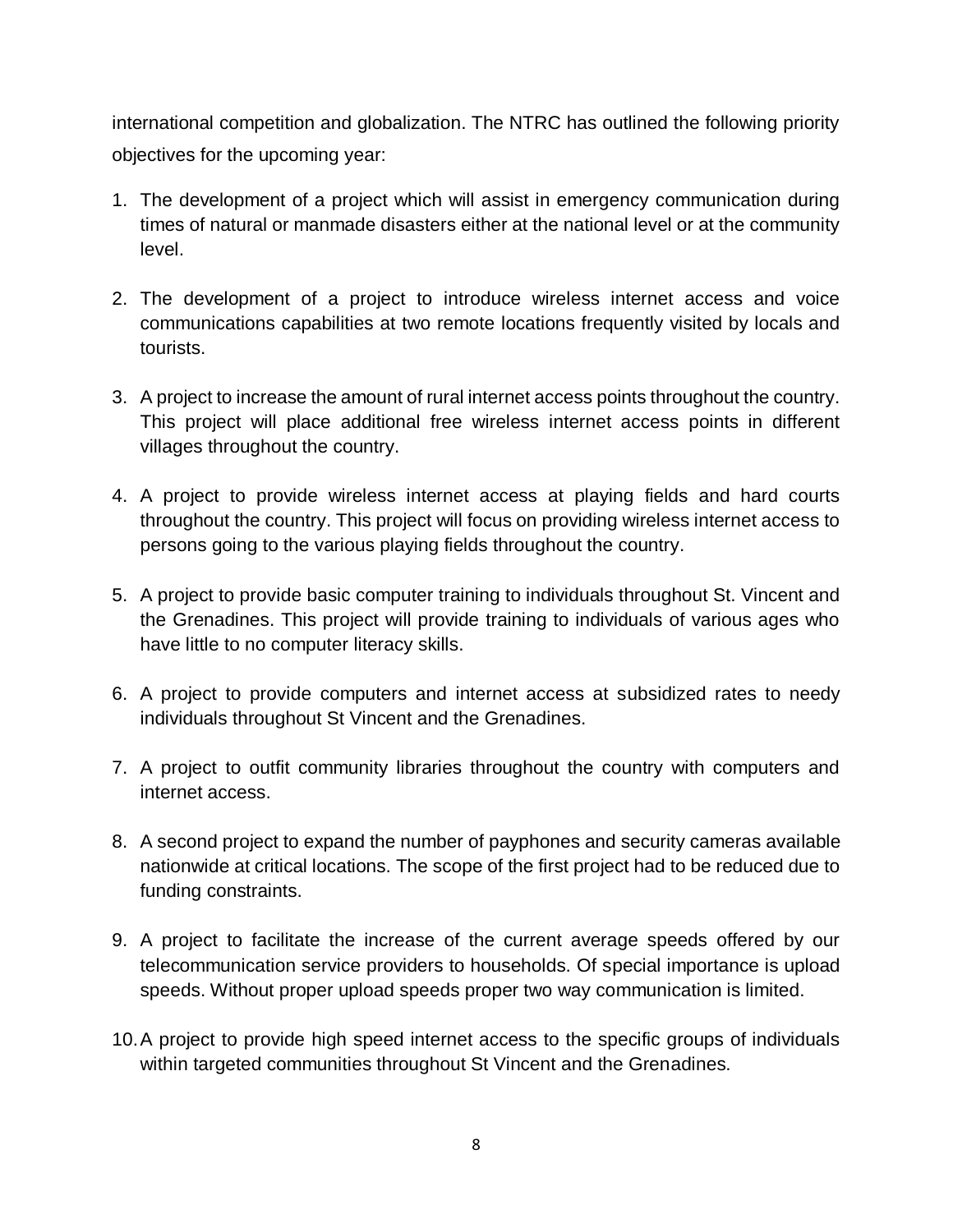international competition and globalization. The NTRC has outlined the following priority objectives for the upcoming year:

1. The development of a project which will assist in emergency communication during times of natural or manmade disasters either at the national level or at the community level.

2. The development of a project to introduce wireless internet access and voice communications capabilities at two remote locations frequently visited by locals and tourists.

3. A project to increase the amount of rural internet access points throughout the country. This project will place additional free wireless internet access points in different villages throughout the country.

4. A project to provide wireless internet access at playing fields and hard courts throughout the country. This project will focus on providing wireless internet access to persons going to the various playing fields throughout the country.

5. A project to provide basic computer training to individuals throughout St. Vincent and the Grenadines. This project will provide training to individuals of various ages who have little to no computer literacy skills.

6. A project to provide computers and internet access at subsidized rates to needy individuals throughout St Vincent and the Grenadines.

7. A project to outfit community libraries throughout the country with computers and internet access.

8. A second project to expand the number of payphones and security cameras available nationwide at critical locations. The scope of the first project had to be reduced due to funding constraints.

9. A project to facilitate the increase of the current average speeds offered by our telecommunication service providers to households. Of special importance is upload speeds. Without proper upload speeds proper two way communication is limited.

10. A project to provide high speed internet access to the specific groups of individuals within targeted communities throughout St Vincent and the Grenadines.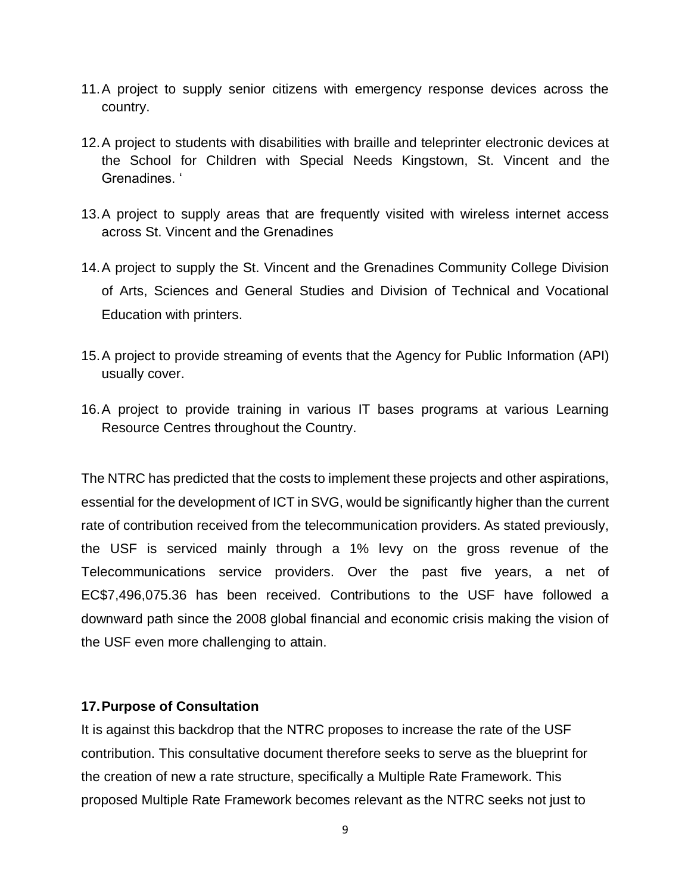11. A project to supply senior citizens with emergency response devices across the country.

12. A project to students with disabilities with braille and teleprinter electronic devices at the School for Children with Special Needs Kingstown, St. Vincent and the Grenadines. '

13. A project to supply areas that are frequently visited with wireless internet access across St. Vincent and the Grenadines

14. A project to supply the St. Vincent and the Grenadines Community College Division of Arts, Sciences and General Studies and Division of Technical and Vocational Education with printers.

15. A project to provide streaming of events that the Agency for Public Information (API) usually cover.

16. A project to provide training in various IT bases programs at various Learning Resource Centres throughout the Country.

The NTRC has predicted that the costs to implement these projects and other aspirations, essential for the development of ICT in SVG, would be significantly higher than the current rate of contribution received from the telecommunication providers. As stated previously, the USF is serviced mainly through a 1% levy on the gross revenue of the Telecommunications service providers. Over the past five years, a net of EC$7,496,075.36 has been received. Contributions to the USF have followed a downward path since the 2008 global financial and economic crisis making the vision of the USF even more challenging to attain.

**17. Purpose of Consultation**

It is against this backdrop that the NTRC proposes to increase the rate of the USF contribution. This consultative document therefore seeks to serve as the blueprint for the creation of new a rate structure, specifically a Multiple Rate Framework. This proposed Multiple Rate Framework becomes relevant as the NTRC seeks not just to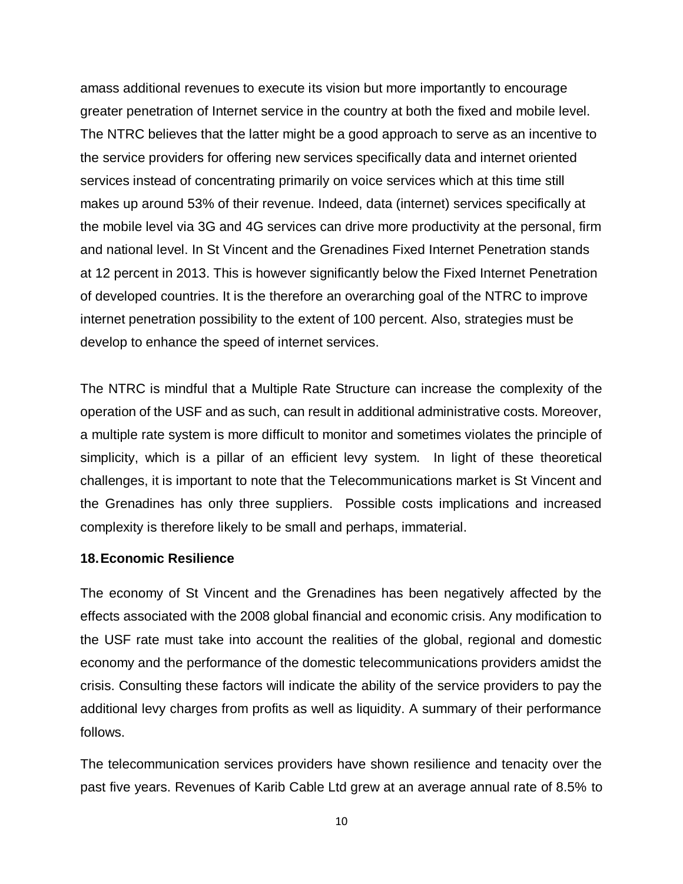amass additional revenues to execute its vision but more importantly to encourage greater penetration of Internet service in the country at both the fixed and mobile level. The NTRC believes that the latter might be a good approach to serve as an incentive to the service providers for offering new services specifically data and internet oriented services instead of concentrating primarily on voice services which at this time still makes up around 53% of their revenue. Indeed, data (internet) services specifically at the mobile level via 3G and 4G services can drive more productivity at the personal, firm and national level. In St Vincent and the Grenadines Fixed Internet Penetration stands at 12 percent in 2013. This is however significantly below the Fixed Internet Penetration of developed countries. It is the therefore an overarching goal of the NTRC to improve internet penetration possibility to the extent of 100 percent. Also, strategies must be develop to enhance the speed of internet services.

The NTRC is mindful that a Multiple Rate Structure can increase the complexity of the operation of the USF and as such, can result in additional administrative costs. Moreover, a multiple rate system is more difficult to monitor and sometimes violates the principle of simplicity, which is a pillar of an efficient levy system. In light of these theoretical challenges, it is important to note that the Telecommunications market is St Vincent and the Grenadines has only three suppliers. Possible costs implications and increased complexity is therefore likely to be small and perhaps, immaterial.

## 18. Economic Resilience

The economy of St Vincent and the Grenadines has been negatively affected by the effects associated with the 2008 global financial and economic crisis. Any modification to the USF rate must take into account the realities of the global, regional and domestic economy and the performance of the domestic telecommunications providers amidst the crisis. Consulting these factors will indicate the ability of the service providers to pay the additional levy charges from profits as well as liquidity. A summary of their performance follows.

The telecommunication services providers have shown resilience and tenacity over the past five years. Revenues of Karib Cable Ltd grew at an average annual rate of 8.5% to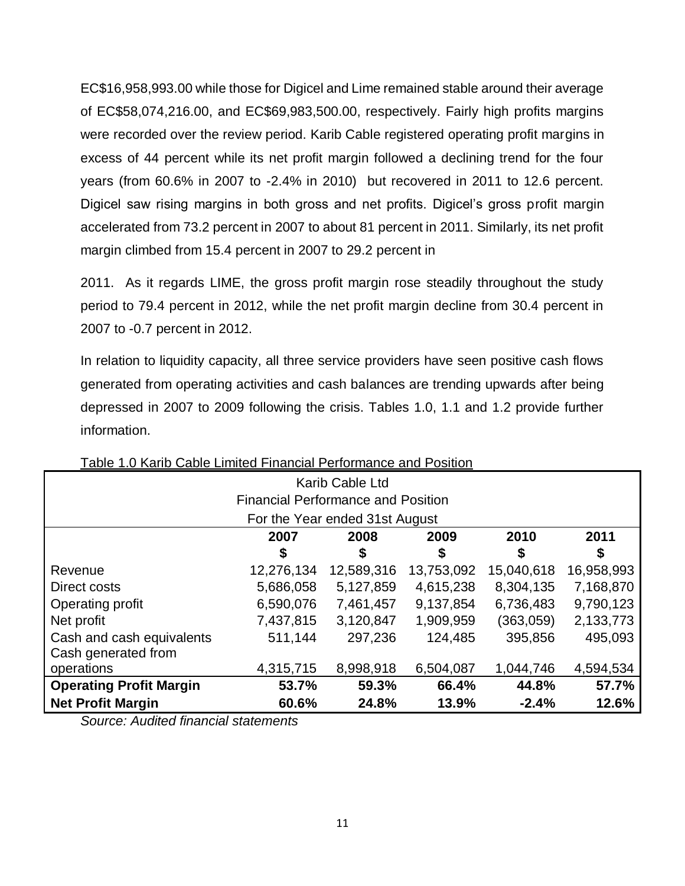EC$16,958,993.00 while those for Digicel and Lime remained stable around their average of EC$58,074,216.00, and EC$69,983,500.00, respectively. Fairly high profits margins were recorded over the review period. Karib Cable registered operating profit margins in excess of 44 percent while its net profit margin followed a declining trend for the four years (from 60.6% in 2007 to -2.4% in 2010) but recovered in 2011 to 12.6 percent. Digicel saw rising margins in both gross and net profits. Digicel's gross profit margin accelerated from 73.2 percent in 2007 to about 81 percent in 2011. Similarly, its net profit margin climbed from 15.4 percent in 2007 to 29.2 percent in

2011. As it regards LIME, the gross profit margin rose steadily throughout the study period to 79.4 percent in 2012, while the net profit margin decline from 30.4 percent in 2007 to -0.7 percent in 2012.

In relation to liquidity capacity, all three service providers have seen positive cash flows generated from operating activities and cash balances are trending upwards after being depressed in 2007 to 2009 following the crisis. Tables 1.0, 1.1 and 1.2 provide further information.

Table 1.0 Karib Cable Limited Financial Performance and Position

| Karib Cable Ltd<br>Financial Performance and Position<br>For the Year ended 31st August | | | | | |
|---|---|---|---|---|---|
| | **2007**<br>**$** | **2008**<br>**$** | **2009**<br>**$** | **2010**<br>**$** | **2011**<br>**$** |
| Revenue | 12,276,134 | 12,589,316 | 13,753,092 | 15,040,618 | 16,958,993 |
| Direct costs | 5,686,058 | 5,127,859 | 4,615,238 | 8,304,135 | 7,168,870 |
| Operating profit | 6,590,076 | 7,461,457 | 9,137,854 | 6,736,483 | 9,790,123 |
| Net profit | 7,437,815 | 3,120,847 | 1,909,959 | (363,059) | 2,133,773 |
| Cash and cash equivalents | 511,144 | 297,236 | 124,485 | 395,856 | 495,093 |
| Cash generated from operations | 4,315,715 | 8,998,918 | 6,504,087 | 1,044,746 | 4,594,534 |
| **Operating Profit Margin** | **53.7%** | **59.3%** | **66.4%** | **44.8%** | **57.7%** |
| **Net Profit Margin** | **60.6%** | **24.8%** | **13.9%** | **-2.4%** | **12.6%** |

*Source: Audited financial statements*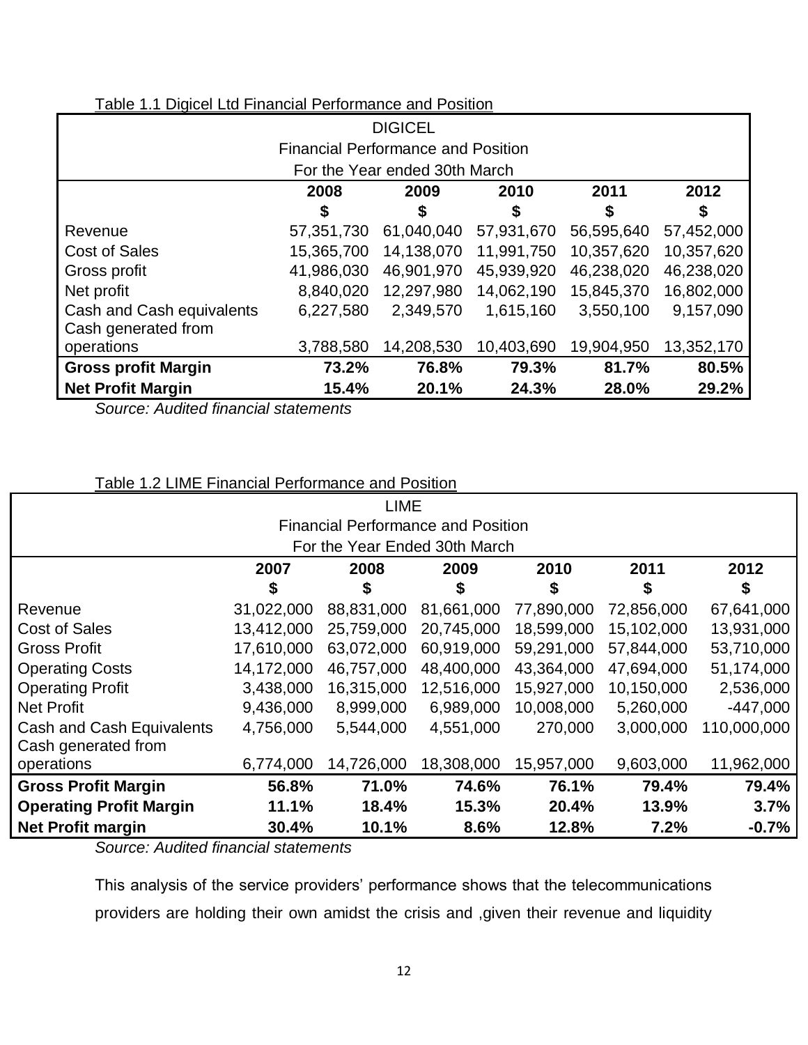Table 1.1 Digicel Ltd Financial Performance and Position

| DIGICEL<br>Financial Performance and Position<br>For the Year ended 30th March | | | | | |
|---|---|---|---|---|---|
| | **2008** | **2009** | **2010** | **2011** | **2012** |
| | **$** | **$** | **$** | **$** | **$** |
| Revenue | 57,351,730 | 61,040,040 | 57,931,670 | 56,595,640 | 57,452,000 |
| Cost of Sales | 15,365,700 | 14,138,070 | 11,991,750 | 10,357,620 | 10,357,620 |
| Gross profit | 41,986,030 | 46,901,970 | 45,939,920 | 46,238,020 | 46,238,020 |
| Net profit | 8,840,020 | 12,297,980 | 14,062,190 | 15,845,370 | 16,802,000 |
| Cash and Cash equivalents | 6,227,580 | 2,349,570 | 1,615,160 | 3,550,100 | 9,157,090 |
| Cash generated from operations | 3,788,580 | 14,208,530 | 10,403,690 | 19,904,950 | 13,352,170 |
| **Gross profit Margin** | **73.2%** | **76.8%** | **79.3%** | **81.7%** | **80.5%** |
| **Net Profit Margin** | **15.4%** | **20.1%** | **24.3%** | **28.0%** | **29.2%** |

*Source: Audited financial statements*

Table 1.2 LIME Financial Performance and Position

| LIME<br>Financial Performance and Position<br>For the Year Ended 30th March | | | | | | |
|---|---|---|---|---|---|---|
| | **2007** | **2008** | **2009** | **2010** | **2011** | **2012** |
| | **$** | **$** | **$** | **$** | **$** | **$** |
| Revenue | 31,022,000 | 88,831,000 | 81,661,000 | 77,890,000 | 72,856,000 | 67,641,000 |
| Cost of Sales | 13,412,000 | 25,759,000 | 20,745,000 | 18,599,000 | 15,102,000 | 13,931,000 |
| Gross Profit | 17,610,000 | 63,072,000 | 60,919,000 | 59,291,000 | 57,844,000 | 53,710,000 |
| Operating Costs | 14,172,000 | 46,757,000 | 48,400,000 | 43,364,000 | 47,694,000 | 51,174,000 |
| Operating Profit | 3,438,000 | 16,315,000 | 12,516,000 | 15,927,000 | 10,150,000 | 2,536,000 |
| Net Profit | 9,436,000 | 8,999,000 | 6,989,000 | 10,008,000 | 5,260,000 | -447,000 |
| Cash and Cash Equivalents | 4,756,000 | 5,544,000 | 4,551,000 | 270,000 | 3,000,000 | 110,000,000 |
| Cash generated from operations | 6,774,000 | 14,726,000 | 18,308,000 | 15,957,000 | 9,603,000 | 11,962,000 |
| **Gross Profit Margin** | **56.8%** | **71.0%** | **74.6%** | **76.1%** | **79.4%** | **79.4%** |
| **Operating Profit Margin** | **11.1%** | **18.4%** | **15.3%** | **20.4%** | **13.9%** | **3.7%** |
| **Net Profit margin** | **30.4%** | **10.1%** | **8.6%** | **12.8%** | **7.2%** | **-0.7%** |

*Source: Audited financial statements*

This analysis of the service providers' performance shows that the telecommunications providers are holding their own amidst the crisis and ,given their revenue and liquidity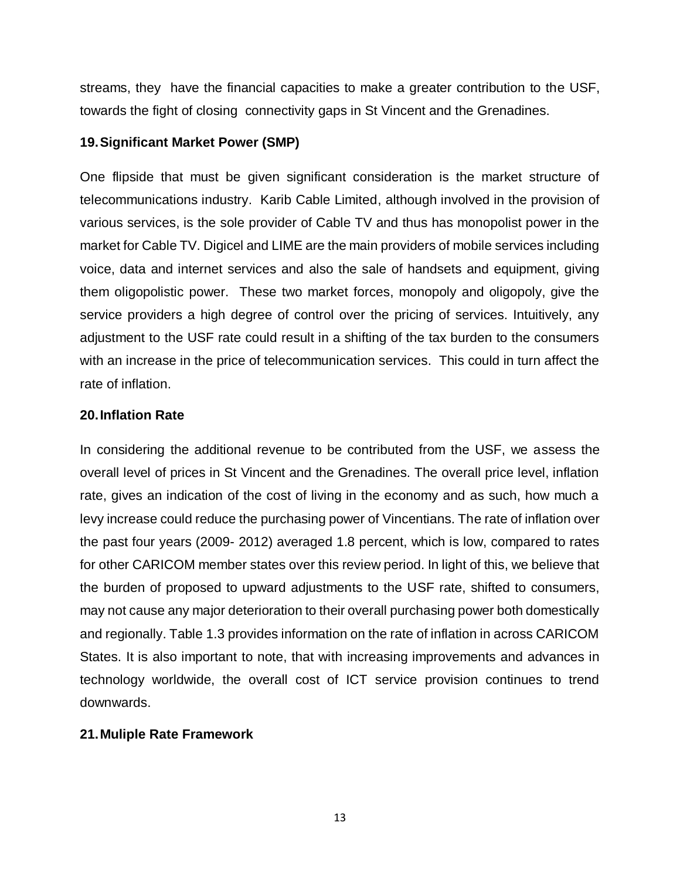streams, they have the financial capacities to make a greater contribution to the USF, towards the fight of closing connectivity gaps in St Vincent and the Grenadines.

## 19. Significant Market Power (SMP)

One flipside that must be given significant consideration is the market structure of telecommunications industry. Karib Cable Limited, although involved in the provision of various services, is the sole provider of Cable TV and thus has monopolist power in the market for Cable TV. Digicel and LIME are the main providers of mobile services including voice, data and internet services and also the sale of handsets and equipment, giving them oligopolistic power. These two market forces, monopoly and oligopoly, give the service providers a high degree of control over the pricing of services. Intuitively, any adjustment to the USF rate could result in a shifting of the tax burden to the consumers with an increase in the price of telecommunication services. This could in turn affect the rate of inflation.

## 20. Inflation Rate

In considering the additional revenue to be contributed from the USF, we assess the overall level of prices in St Vincent and the Grenadines. The overall price level, inflation rate, gives an indication of the cost of living in the economy and as such, how much a levy increase could reduce the purchasing power of Vincentians. The rate of inflation over the past four years (2009- 2012) averaged 1.8 percent, which is low, compared to rates for other CARICOM member states over this review period. In light of this, we believe that the burden of proposed to upward adjustments to the USF rate, shifted to consumers, may not cause any major deterioration to their overall purchasing power both domestically and regionally. Table 1.3 provides information on the rate of inflation in across CARICOM States. It is also important to note, that with increasing improvements and advances in technology worldwide, the overall cost of ICT service provision continues to trend downwards.

## 21. Muliple Rate Framework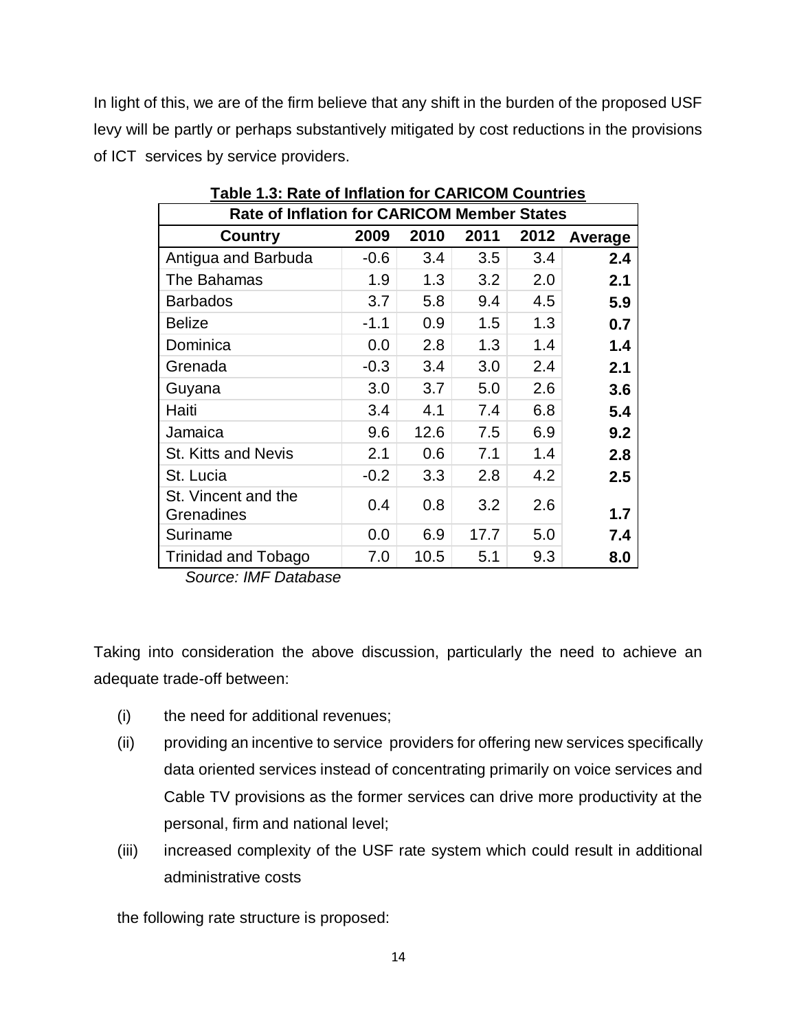In light of this, we are of the firm believe that any shift in the burden of the proposed USF levy will be partly or perhaps substantively mitigated by cost reductions in the provisions of ICT services by service providers.

**Table 1.3: Rate of Inflation for CARICOM Countries**

| Rate of Inflation for CARICOM Member States | | | | | |
|---|---|---|---|---|---|
| **Country** | **2009** | **2010** | **2011** | **2012** | **Average** |
| Antigua and Barbuda | -0.6 | 3.4 | 3.5 | 3.4 | **2.4** |
| The Bahamas | 1.9 | 1.3 | 3.2 | 2.0 | **2.1** |
| Barbados | 3.7 | 5.8 | 9.4 | 4.5 | **5.9** |
| Belize | -1.1 | 0.9 | 1.5 | 1.3 | **0.7** |
| Dominica | 0.0 | 2.8 | 1.3 | 1.4 | **1.4** |
| Grenada | -0.3 | 3.4 | 3.0 | 2.4 | **2.1** |
| Guyana | 3.0 | 3.7 | 5.0 | 2.6 | **3.6** |
| Haiti | 3.4 | 4.1 | 7.4 | 6.8 | **5.4** |
| Jamaica | 9.6 | 12.6 | 7.5 | 6.9 | **9.2** |
| St. Kitts and Nevis | 2.1 | 0.6 | 7.1 | 1.4 | **2.8** |
| St. Lucia | -0.2 | 3.3 | 2.8 | 4.2 | **2.5** |
| St. Vincent and the Grenadines | 0.4 | 0.8 | 3.2 | 2.6 | **1.7** |
| Suriname | 0.0 | 6.9 | 17.7 | 5.0 | **7.4** |
| Trinidad and Tobago | 7.0 | 10.5 | 5.1 | 9.3 | **8.0** |

*Source: IMF Database*

Taking into consideration the above discussion, particularly the need to achieve an adequate trade-off between:

(i) the need for additional revenues;

(ii) providing an incentive to service providers for offering new services specifically data oriented services instead of concentrating primarily on voice services and Cable TV provisions as the former services can drive more productivity at the personal, firm and national level;

(iii) increased complexity of the USF rate system which could result in additional administrative costs

the following rate structure is proposed: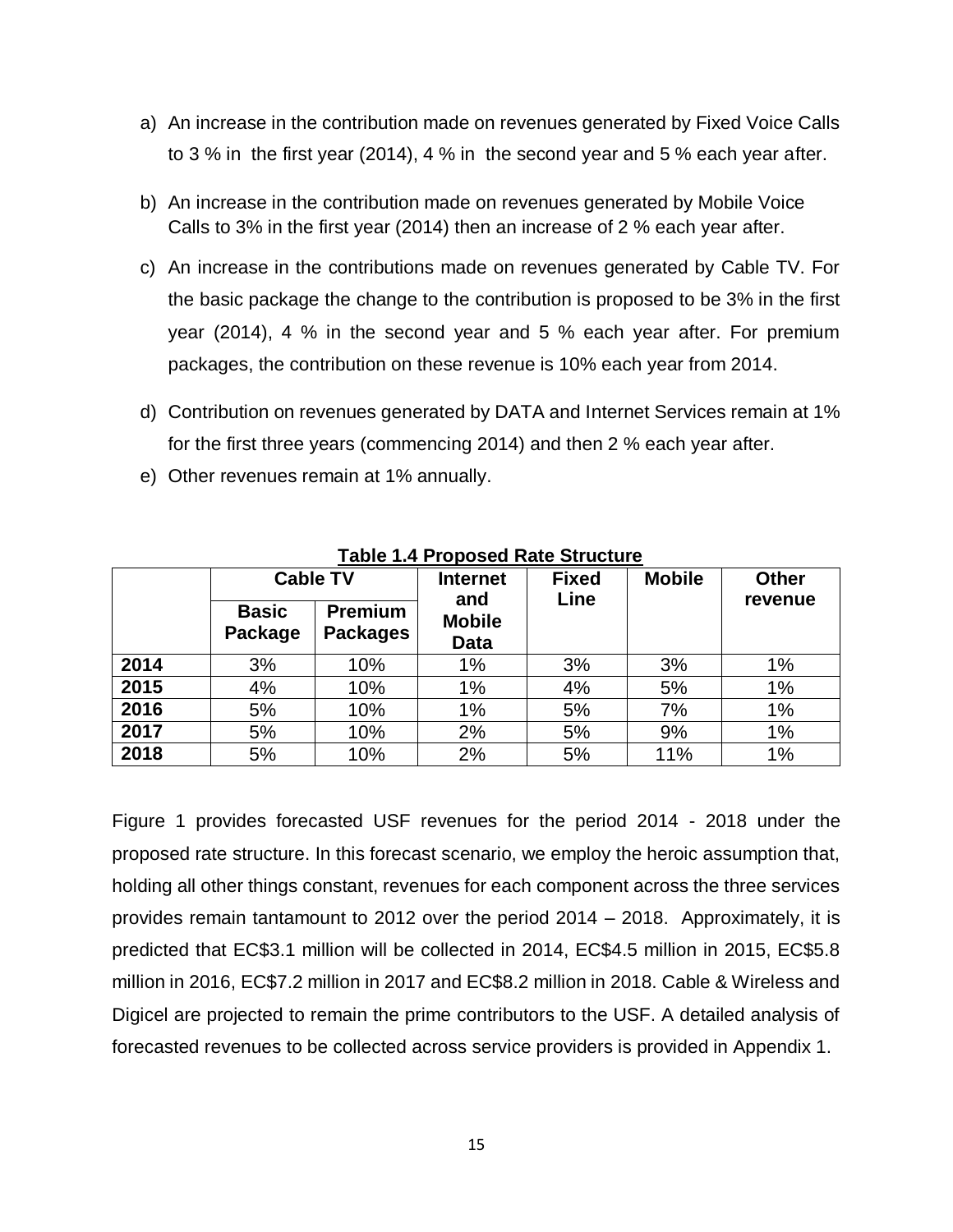a) An increase in the contribution made on revenues generated by Fixed Voice Calls to 3 % in the first year (2014), 4 % in the second year and 5 % each year after.

b) An increase in the contribution made on revenues generated by Mobile Voice Calls to 3% in the first year (2014) then an increase of 2 % each year after.

c) An increase in the contributions made on revenues generated by Cable TV. For the basic package the change to the contribution is proposed to be 3% in the first year (2014), 4 % in the second year and 5 % each year after. For premium packages, the contribution on these revenue is 10% each year from 2014.

d) Contribution on revenues generated by DATA and Internet Services remain at 1% for the first three years (commencing 2014) and then 2 % each year after.

e) Other revenues remain at 1% annually.

**Table 1.4 Proposed Rate Structure**

| | Cable TV | | Internet and Mobile Data | Fixed Line | Mobile | Other revenue |
|---|---|---|---|---|---|---|
| | **Basic Package** | **Premium Packages** | | | | |
| **2014** | 3% | 10% | 1% | 3% | 3% | 1% |
| **2015** | 4% | 10% | 1% | 4% | 5% | 1% |
| **2016** | 5% | 10% | 1% | 5% | 7% | 1% |
| **2017** | 5% | 10% | 2% | 5% | 9% | 1% |
| **2018** | 5% | 10% | 2% | 5% | 11% | 1% |

Figure 1 provides forecasted USF revenues for the period 2014 - 2018 under the proposed rate structure. In this forecast scenario, we employ the heroic assumption that, holding all other things constant, revenues for each component across the three services provides remain tantamount to 2012 over the period 2014 – 2018. Approximately, it is predicted that EC$3.1 million will be collected in 2014, EC$4.5 million in 2015, EC$5.8 million in 2016, EC$7.2 million in 2017 and EC$8.2 million in 2018. Cable & Wireless and Digicel are projected to remain the prime contributors to the USF. A detailed analysis of forecasted revenues to be collected across service providers is provided in Appendix 1.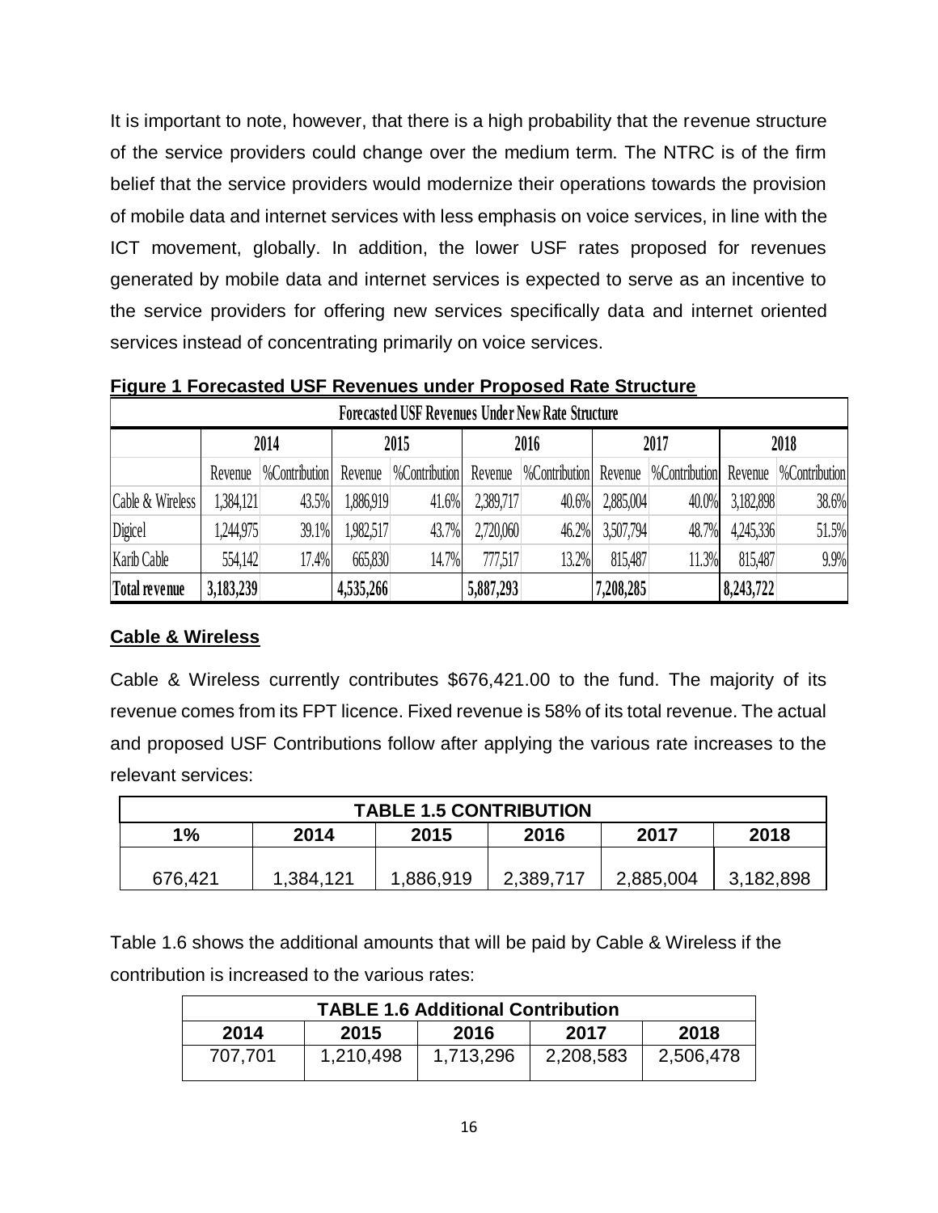It is important to note, however, that there is a high probability that the revenue structure of the service providers could change over the medium term. The NTRC is of the firm belief that the service providers would modernize their operations towards the provision of mobile data and internet services with less emphasis on voice services, in line with the ICT movement, globally. In addition, the lower USF rates proposed for revenues generated by mobile data and internet services is expected to serve as an incentive to the service providers for offering new services specifically data and internet oriented services instead of concentrating primarily on voice services.

**Figure 1 Forecasted USF Revenues under Proposed Rate Structure**

| Forecasted USF Revenues Under New Rate Structure | | | | | | | | | | |
|---|---|---|---|---|---|---|---|---|---|---|
| | 2014 | | 2015 | | 2016 | | 2017 | | 2018 | |
| | Revenue | %Contribution | Revenue | %Contribution | Revenue | %Contribution | Revenue | %Contribution | Revenue | %Contribution |
| Cable & Wireless | 1,384,121 | 43.5% | 1,886,919 | 41.6% | 2,389,717 | 40.6% | 2,885,004 | 40.0% | 3,182,898 | 38.6% |
| Digicel | 1,244,975 | 39.1% | 1,982,517 | 43.7% | 2,720,060 | 46.2% | 3,507,794 | 48.7% | 4,245,336 | 51.5% |
| Karib Cable | 554,142 | 17.4% | 665,830 | 14.7% | 777,517 | 13.2% | 815,487 | 11.3% | 815,487 | 9.9% |
| **Total revenue** | **3,183,239** | | **4,535,266** | | **5,887,293** | | **7,208,285** | | **8,243,722** | |

## Cable & Wireless

Cable & Wireless currently contributes $676,421.00 to the fund. The majority of its revenue comes from its FPT licence. Fixed revenue is 58% of its total revenue. The actual and proposed USF Contributions follow after applying the various rate increases to the relevant services:

| TABLE 1.5 CONTRIBUTION | | | | | |
|---|---|---|---|---|---|
| 1% | 2014 | 2015 | 2016 | 2017 | 2018 |
| 676,421 | 1,384,121 | 1,886,919 | 2,389,717 | 2,885,004 | 3,182,898 |

Table 1.6 shows the additional amounts that will be paid by Cable & Wireless if the contribution is increased to the various rates:

| TABLE 1.6 Additional Contribution | | | | |
|---|---|---|---|---|
| 2014 | 2015 | 2016 | 2017 | 2018 |
| 707,701 | 1,210,498 | 1,713,296 | 2,208,583 | 2,506,478 |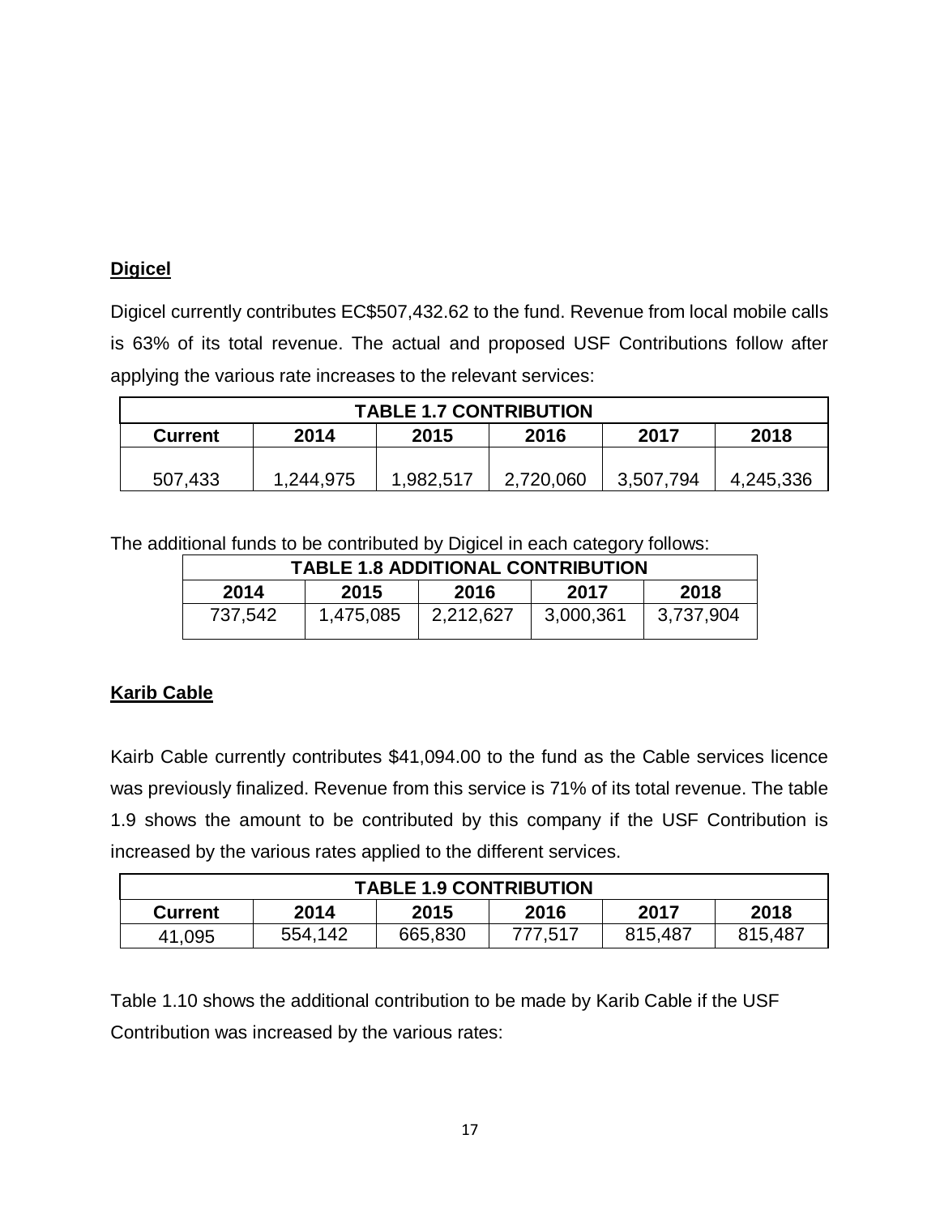**Digicel**

Digicel currently contributes EC$507,432.62 to the fund. Revenue from local mobile calls is 63% of its total revenue. The actual and proposed USF Contributions follow after applying the various rate increases to the relevant services:

| TABLE 1.7 CONTRIBUTION | | | | | |
|---|---|---|---|---|---|
| **Current** | **2014** | **2015** | **2016** | **2017** | **2018** |
| 507,433 | 1,244,975 | 1,982,517 | 2,720,060 | 3,507,794 | 4,245,336 |

The additional funds to be contributed by Digicel in each category follows:

| TABLE 1.8 ADDITIONAL CONTRIBUTION | | | | |
|---|---|---|---|---|
| **2014** | **2015** | **2016** | **2017** | **2018** |
| 737,542 | 1,475,085 | 2,212,627 | 3,000,361 | 3,737,904 |

**Karib Cable**

Kairb Cable currently contributes $41,094.00 to the fund as the Cable services licence was previously finalized. Revenue from this service is 71% of its total revenue. The table 1.9 shows the amount to be contributed by this company if the USF Contribution is increased by the various rates applied to the different services.

| TABLE 1.9 CONTRIBUTION | | | | | |
|---|---|---|---|---|---|
| **Current** | **2014** | **2015** | **2016** | **2017** | **2018** |
| 41,095 | 554,142 | 665,830 | 777,517 | 815,487 | 815,487 |

Table 1.10 shows the additional contribution to be made by Karib Cable if the USF Contribution was increased by the various rates: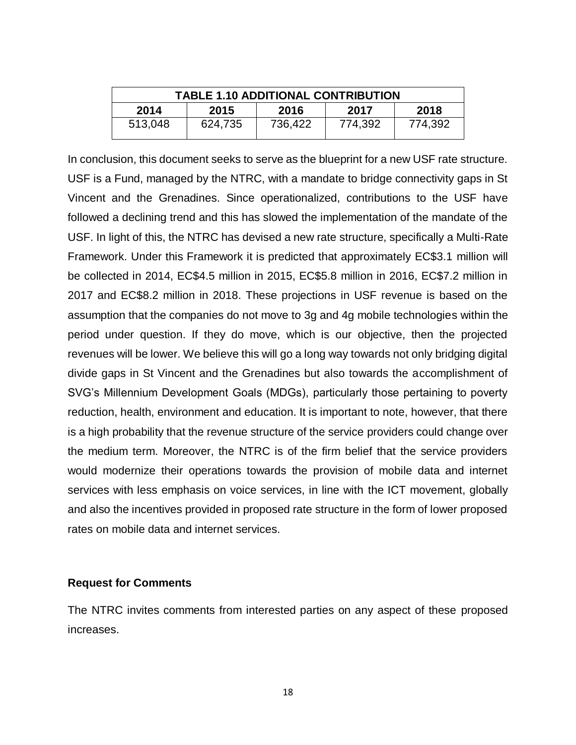| TABLE 1.10 ADDITIONAL CONTRIBUTION | | | | |
|---|---|---|---|---|
| 2014 | 2015 | 2016 | 2017 | 2018 |
| 513,048 | 624,735 | 736,422 | 774,392 | 774,392 |

In conclusion, this document seeks to serve as the blueprint for a new USF rate structure. USF is a Fund, managed by the NTRC, with a mandate to bridge connectivity gaps in St Vincent and the Grenadines. Since operationalized, contributions to the USF have followed a declining trend and this has slowed the implementation of the mandate of the USF. In light of this, the NTRC has devised a new rate structure, specifically a Multi-Rate Framework. Under this Framework it is predicted that approximately EC$3.1 million will be collected in 2014, EC$4.5 million in 2015, EC$5.8 million in 2016, EC$7.2 million in 2017 and EC$8.2 million in 2018. These projections in USF revenue is based on the assumption that the companies do not move to 3g and 4g mobile technologies within the period under question. If they do move, which is our objective, then the projected revenues will be lower. We believe this will go a long way towards not only bridging digital divide gaps in St Vincent and the Grenadines but also towards the accomplishment of SVG's Millennium Development Goals (MDGs), particularly those pertaining to poverty reduction, health, environment and education. It is important to note, however, that there is a high probability that the revenue structure of the service providers could change over the medium term. Moreover, the NTRC is of the firm belief that the service providers would modernize their operations towards the provision of mobile data and internet services with less emphasis on voice services, in line with the ICT movement, globally and also the incentives provided in proposed rate structure in the form of lower proposed rates on mobile data and internet services.

**Request for Comments**

The NTRC invites comments from interested parties on any aspect of these proposed increases.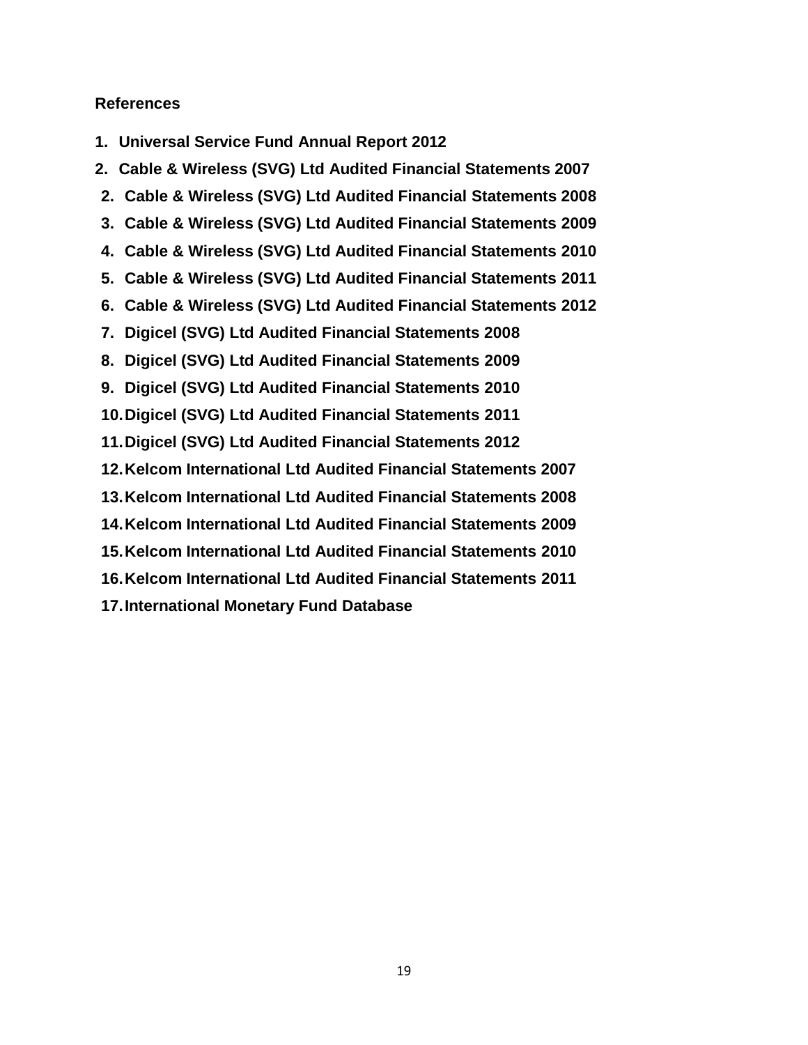**References**

1. Universal Service Fund Annual Report 2012
2. Cable & Wireless (SVG) Ltd Audited Financial Statements 2007
2. Cable & Wireless (SVG) Ltd Audited Financial Statements 2008
3. Cable & Wireless (SVG) Ltd Audited Financial Statements 2009
4. Cable & Wireless (SVG) Ltd Audited Financial Statements 2010
5. Cable & Wireless (SVG) Ltd Audited Financial Statements 2011
6. Cable & Wireless (SVG) Ltd Audited Financial Statements 2012
7. Digicel (SVG) Ltd Audited Financial Statements 2008
8. Digicel (SVG) Ltd Audited Financial Statements 2009
9. Digicel (SVG) Ltd Audited Financial Statements 2010
10. Digicel (SVG) Ltd Audited Financial Statements 2011
11. Digicel (SVG) Ltd Audited Financial Statements 2012
12. Kelcom International Ltd Audited Financial Statements 2007
13. Kelcom International Ltd Audited Financial Statements 2008
14. Kelcom International Ltd Audited Financial Statements 2009
15. Kelcom International Ltd Audited Financial Statements 2010
16. Kelcom International Ltd Audited Financial Statements 2011
17. International Monetary Fund Database